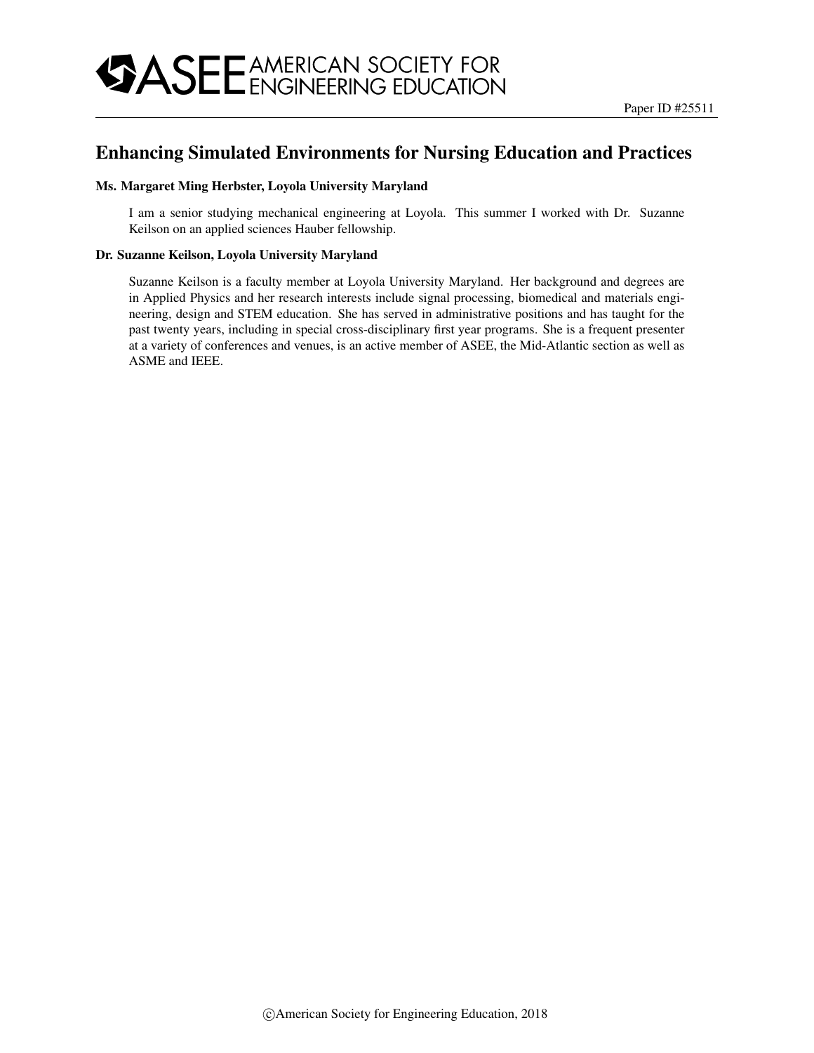Paper ID #25511

# Enhancing Simulated Environments for Nursing Education and Practices

**Ms. Margaret Ming Herbster, Loyola University Maryland**

I am a senior studying mechanical engineering at Loyola. This summer I worked with Dr. Suzanne Keilson on an applied sciences Hauber fellowship.

**Dr. Suzanne Keilson, Loyola University Maryland**

Suzanne Keilson is a faculty member at Loyola University Maryland. Her background and degrees are in Applied Physics and her research interests include signal processing, biomedical and materials engineering, design and STEM education. She has served in administrative positions and has taught for the past twenty years, including in special cross-disciplinary first year programs. She is a frequent presenter at a variety of conferences and venues, is an active member of ASEE, the Mid-Atlantic section as well as ASME and IEEE.

©American Society for Engineering Education, 2018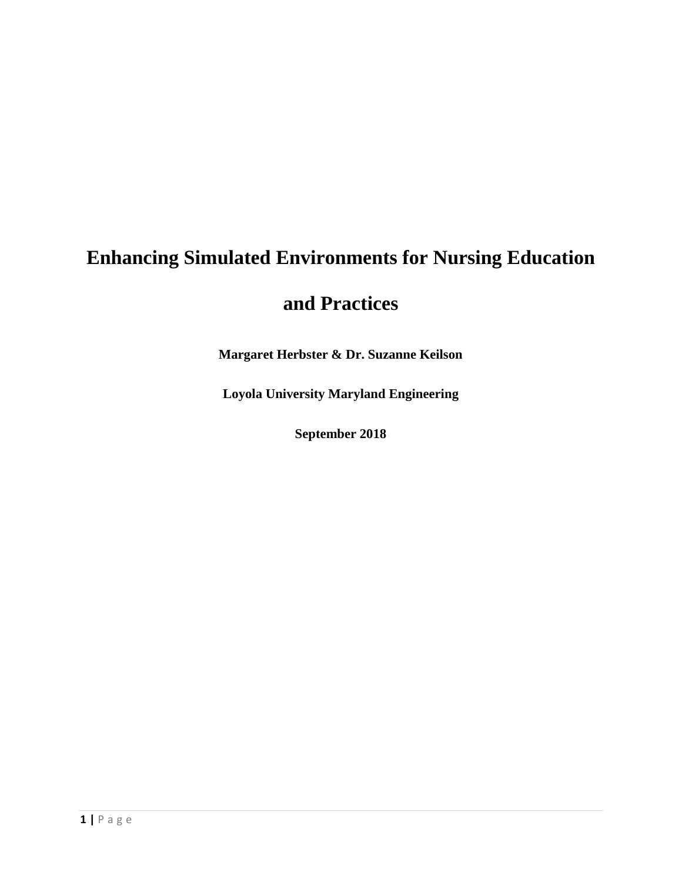# Enhancing Simulated Environments for Nursing Education and Practices

**Margaret Herbster & Dr. Suzanne Keilson**

**Loyola University Maryland Engineering**

**September 2018**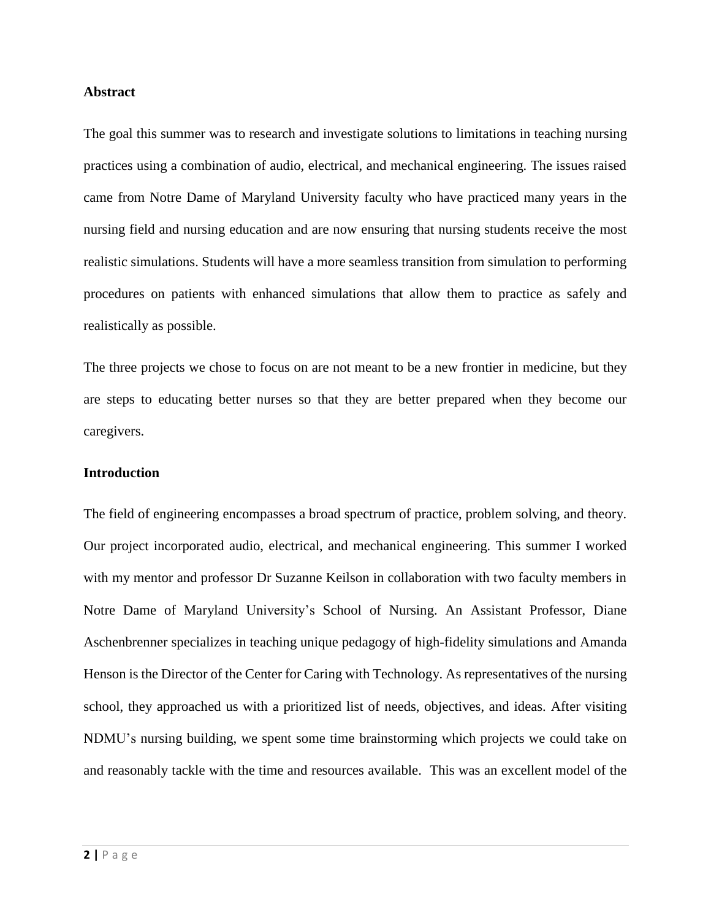**Abstract**

The goal this summer was to research and investigate solutions to limitations in teaching nursing practices using a combination of audio, electrical, and mechanical engineering. The issues raised came from Notre Dame of Maryland University faculty who have practiced many years in the nursing field and nursing education and are now ensuring that nursing students receive the most realistic simulations. Students will have a more seamless transition from simulation to performing procedures on patients with enhanced simulations that allow them to practice as safely and realistically as possible.

The three projects we chose to focus on are not meant to be a new frontier in medicine, but they are steps to educating better nurses so that they are better prepared when they become our caregivers.

**Introduction**

The field of engineering encompasses a broad spectrum of practice, problem solving, and theory. Our project incorporated audio, electrical, and mechanical engineering. This summer I worked with my mentor and professor Dr Suzanne Keilson in collaboration with two faculty members in Notre Dame of Maryland University's School of Nursing. An Assistant Professor, Diane Aschenbrenner specializes in teaching unique pedagogy of high-fidelity simulations and Amanda Henson is the Director of the Center for Caring with Technology. As representatives of the nursing school, they approached us with a prioritized list of needs, objectives, and ideas. After visiting NDMU's nursing building, we spent some time brainstorming which projects we could take on and reasonably tackle with the time and resources available. This was an excellent model of the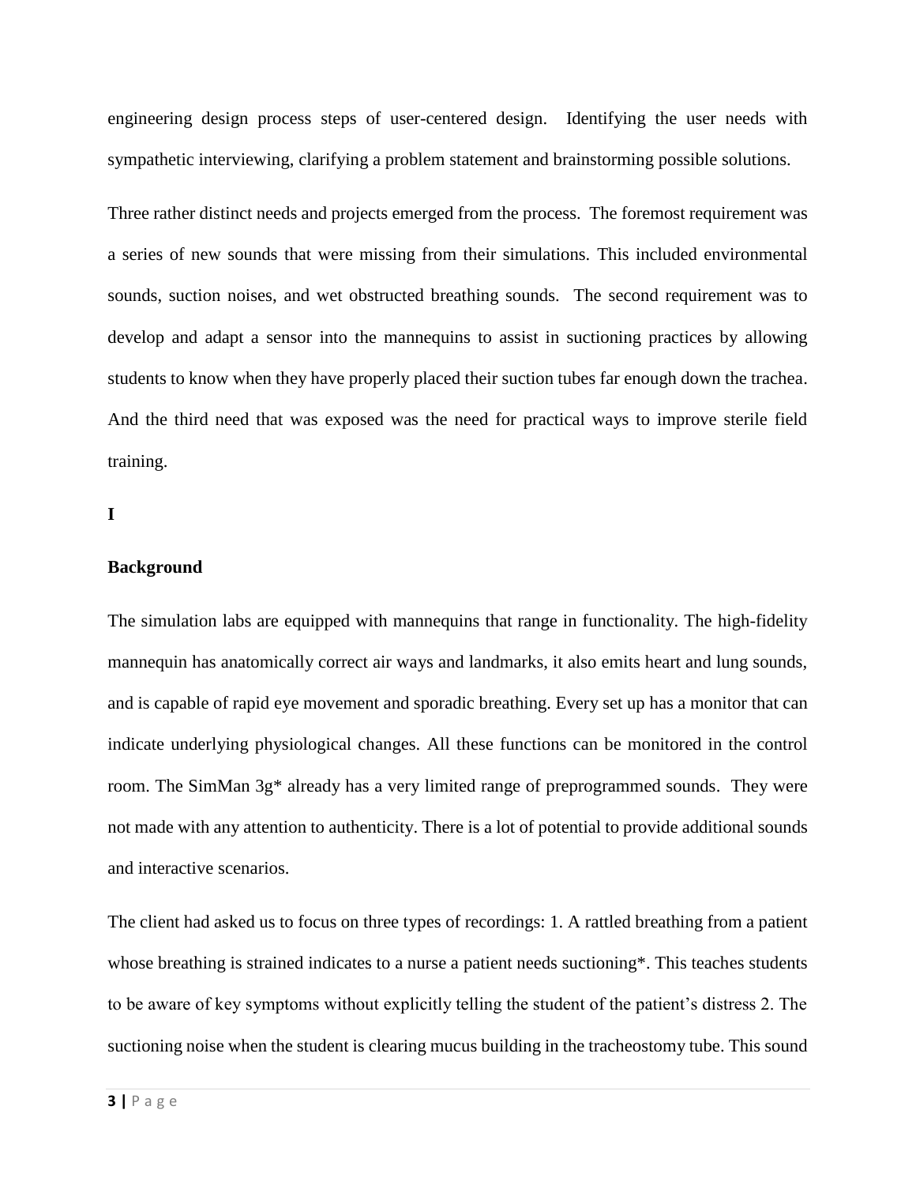engineering design process steps of user-centered design. Identifying the user needs with sympathetic interviewing, clarifying a problem statement and brainstorming possible solutions.

Three rather distinct needs and projects emerged from the process. The foremost requirement was a series of new sounds that were missing from their simulations. This included environmental sounds, suction noises, and wet obstructed breathing sounds. The second requirement was to develop and adapt a sensor into the mannequins to assist in suctioning practices by allowing students to know when they have properly placed their suction tubes far enough down the trachea. And the third need that was exposed was the need for practical ways to improve sterile field training.

**I**

**Background**

The simulation labs are equipped with mannequins that range in functionality. The high-fidelity mannequin has anatomically correct air ways and landmarks, it also emits heart and lung sounds, and is capable of rapid eye movement and sporadic breathing. Every set up has a monitor that can indicate underlying physiological changes. All these functions can be monitored in the control room. The SimMan 3g* already has a very limited range of preprogrammed sounds. They were not made with any attention to authenticity. There is a lot of potential to provide additional sounds and interactive scenarios.

The client had asked us to focus on three types of recordings: 1. A rattled breathing from a patient whose breathing is strained indicates to a nurse a patient needs suctioning*. This teaches students to be aware of key symptoms without explicitly telling the student of the patient's distress 2. The suctioning noise when the student is clearing mucus building in the tracheostomy tube. This sound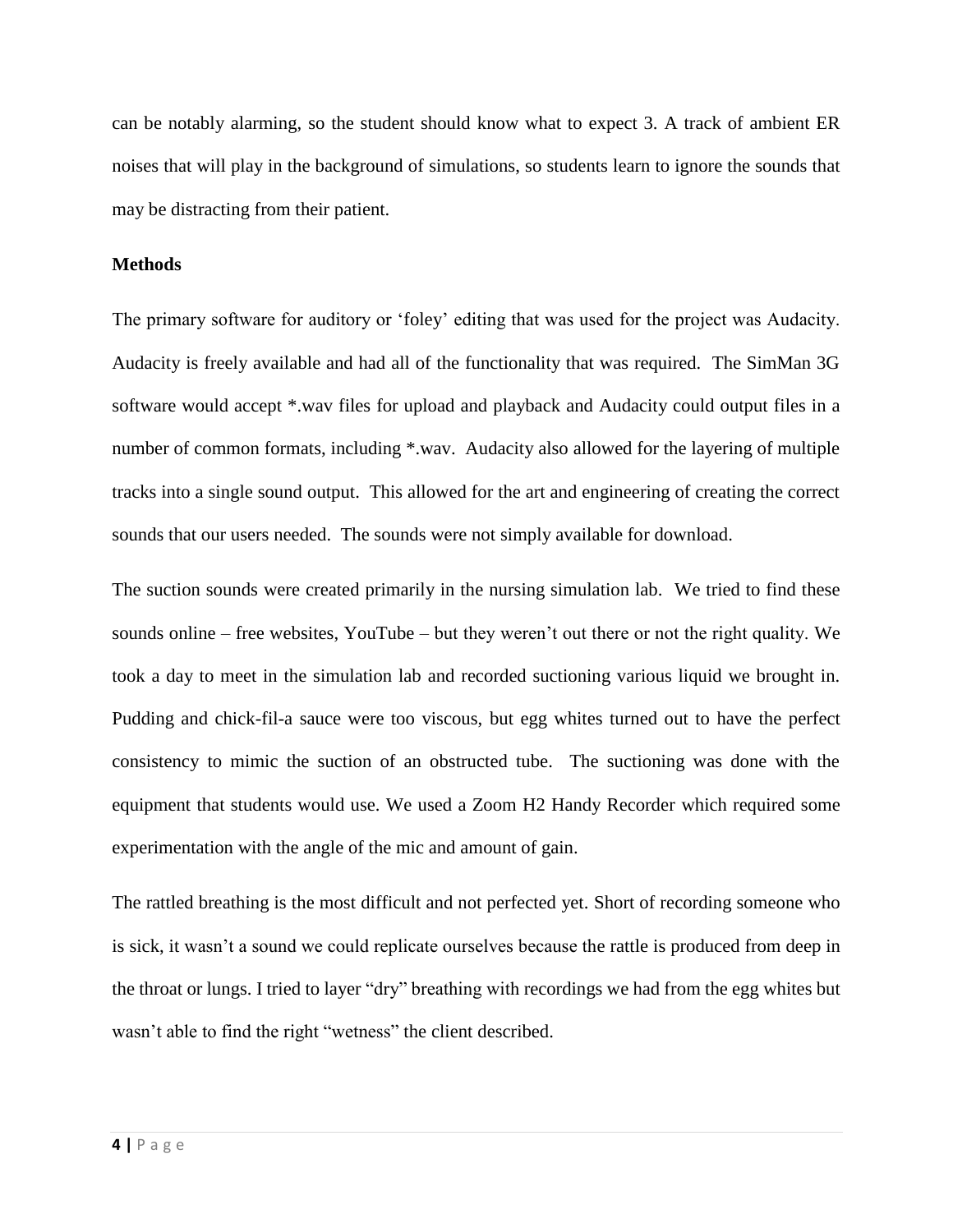can be notably alarming, so the student should know what to expect 3. A track of ambient ER noises that will play in the background of simulations, so students learn to ignore the sounds that may be distracting from their patient.

**Methods**

The primary software for auditory or 'foley' editing that was used for the project was Audacity. Audacity is freely available and had all of the functionality that was required. The SimMan 3G software would accept *.wav files for upload and playback and Audacity could output files in a number of common formats, including *.wav. Audacity also allowed for the layering of multiple tracks into a single sound output. This allowed for the art and engineering of creating the correct sounds that our users needed. The sounds were not simply available for download.

The suction sounds were created primarily in the nursing simulation lab. We tried to find these sounds online – free websites, YouTube – but they weren't out there or not the right quality. We took a day to meet in the simulation lab and recorded suctioning various liquid we brought in. Pudding and chick-fil-a sauce were too viscous, but egg whites turned out to have the perfect consistency to mimic the suction of an obstructed tube. The suctioning was done with the equipment that students would use. We used a Zoom H2 Handy Recorder which required some experimentation with the angle of the mic and amount of gain.

The rattled breathing is the most difficult and not perfected yet. Short of recording someone who is sick, it wasn't a sound we could replicate ourselves because the rattle is produced from deep in the throat or lungs. I tried to layer "dry" breathing with recordings we had from the egg whites but wasn't able to find the right "wetness" the client described.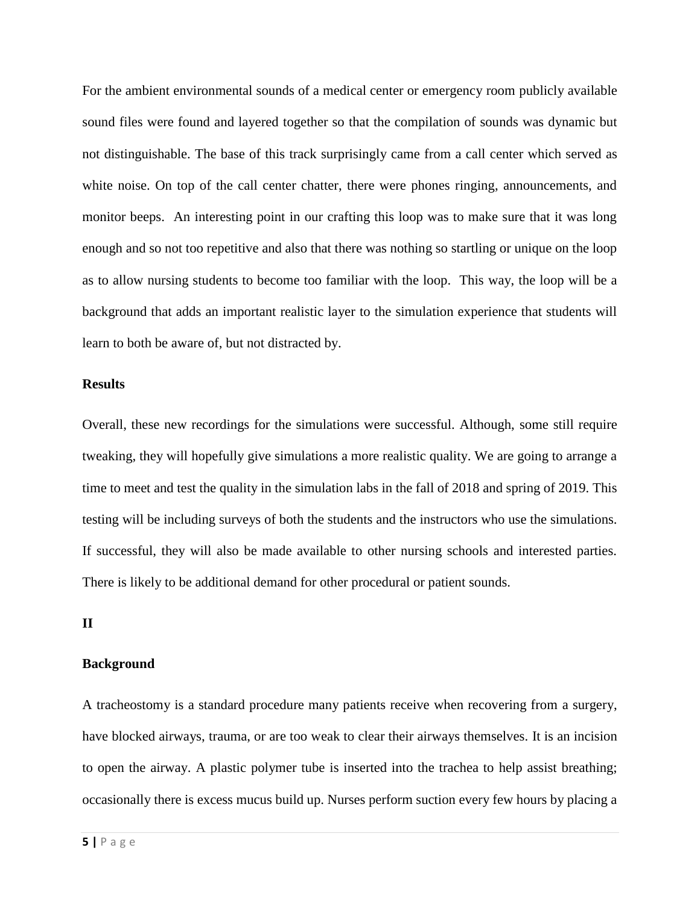For the ambient environmental sounds of a medical center or emergency room publicly available sound files were found and layered together so that the compilation of sounds was dynamic but not distinguishable. The base of this track surprisingly came from a call center which served as white noise. On top of the call center chatter, there were phones ringing, announcements, and monitor beeps.  An interesting point in our crafting this loop was to make sure that it was long enough and so not too repetitive and also that there was nothing so startling or unique on the loop as to allow nursing students to become too familiar with the loop.  This way, the loop will be a background that adds an important realistic layer to the simulation experience that students will learn to both be aware of, but not distracted by.

**Results**

Overall, these new recordings for the simulations were successful. Although, some still require tweaking, they will hopefully give simulations a more realistic quality. We are going to arrange a time to meet and test the quality in the simulation labs in the fall of 2018 and spring of 2019. This testing will be including surveys of both the students and the instructors who use the simulations. If successful, they will also be made available to other nursing schools and interested parties. There is likely to be additional demand for other procedural or patient sounds.

**II**

**Background**

A tracheostomy is a standard procedure many patients receive when recovering from a surgery, have blocked airways, trauma, or are too weak to clear their airways themselves. It is an incision to open the airway. A plastic polymer tube is inserted into the trachea to help assist breathing; occasionally there is excess mucus build up. Nurses perform suction every few hours by placing a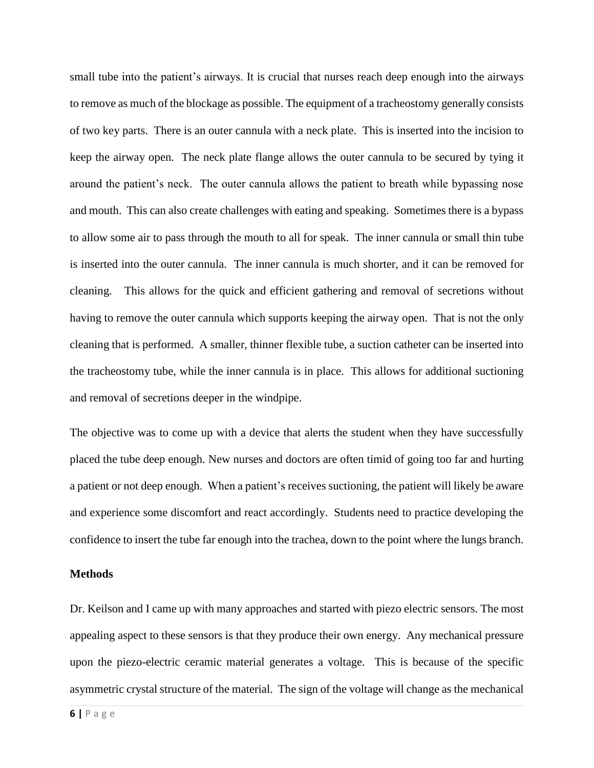small tube into the patient's airways. It is crucial that nurses reach deep enough into the airways to remove as much of the blockage as possible. The equipment of a tracheostomy generally consists of two key parts. There is an outer cannula with a neck plate. This is inserted into the incision to keep the airway open. The neck plate flange allows the outer cannula to be secured by tying it around the patient's neck. The outer cannula allows the patient to breath while bypassing nose and mouth. This can also create challenges with eating and speaking. Sometimes there is a bypass to allow some air to pass through the mouth to all for speak. The inner cannula or small thin tube is inserted into the outer cannula. The inner cannula is much shorter, and it can be removed for cleaning. This allows for the quick and efficient gathering and removal of secretions without having to remove the outer cannula which supports keeping the airway open. That is not the only cleaning that is performed. A smaller, thinner flexible tube, a suction catheter can be inserted into the tracheostomy tube, while the inner cannula is in place. This allows for additional suctioning and removal of secretions deeper in the windpipe.

The objective was to come up with a device that alerts the student when they have successfully placed the tube deep enough. New nurses and doctors are often timid of going too far and hurting a patient or not deep enough. When a patient's receives suctioning, the patient will likely be aware and experience some discomfort and react accordingly. Students need to practice developing the confidence to insert the tube far enough into the trachea, down to the point where the lungs branch.

**Methods**

Dr. Keilson and I came up with many approaches and started with piezo electric sensors. The most appealing aspect to these sensors is that they produce their own energy. Any mechanical pressure upon the piezo-electric ceramic material generates a voltage. This is because of the specific asymmetric crystal structure of the material. The sign of the voltage will change as the mechanical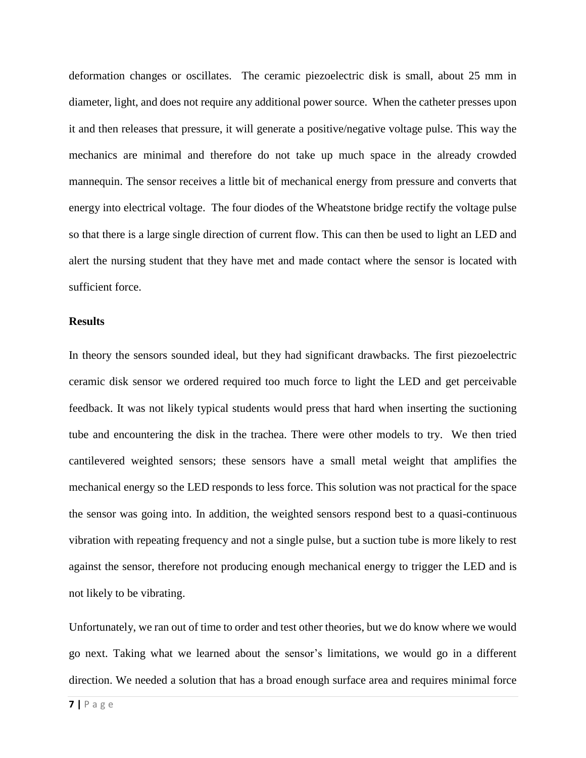deformation changes or oscillates. The ceramic piezoelectric disk is small, about 25 mm in diameter, light, and does not require any additional power source. When the catheter presses upon it and then releases that pressure, it will generate a positive/negative voltage pulse. This way the mechanics are minimal and therefore do not take up much space in the already crowded mannequin. The sensor receives a little bit of mechanical energy from pressure and converts that energy into electrical voltage. The four diodes of the Wheatstone bridge rectify the voltage pulse so that there is a large single direction of current flow. This can then be used to light an LED and alert the nursing student that they have met and made contact where the sensor is located with sufficient force.

**Results**

In theory the sensors sounded ideal, but they had significant drawbacks. The first piezoelectric ceramic disk sensor we ordered required too much force to light the LED and get perceivable feedback. It was not likely typical students would press that hard when inserting the suctioning tube and encountering the disk in the trachea. There were other models to try. We then tried cantilevered weighted sensors; these sensors have a small metal weight that amplifies the mechanical energy so the LED responds to less force. This solution was not practical for the space the sensor was going into. In addition, the weighted sensors respond best to a quasi-continuous vibration with repeating frequency and not a single pulse, but a suction tube is more likely to rest against the sensor, therefore not producing enough mechanical energy to trigger the LED and is not likely to be vibrating.

Unfortunately, we ran out of time to order and test other theories, but we do know where we would go next. Taking what we learned about the sensor's limitations, we would go in a different direction. We needed a solution that has a broad enough surface area and requires minimal force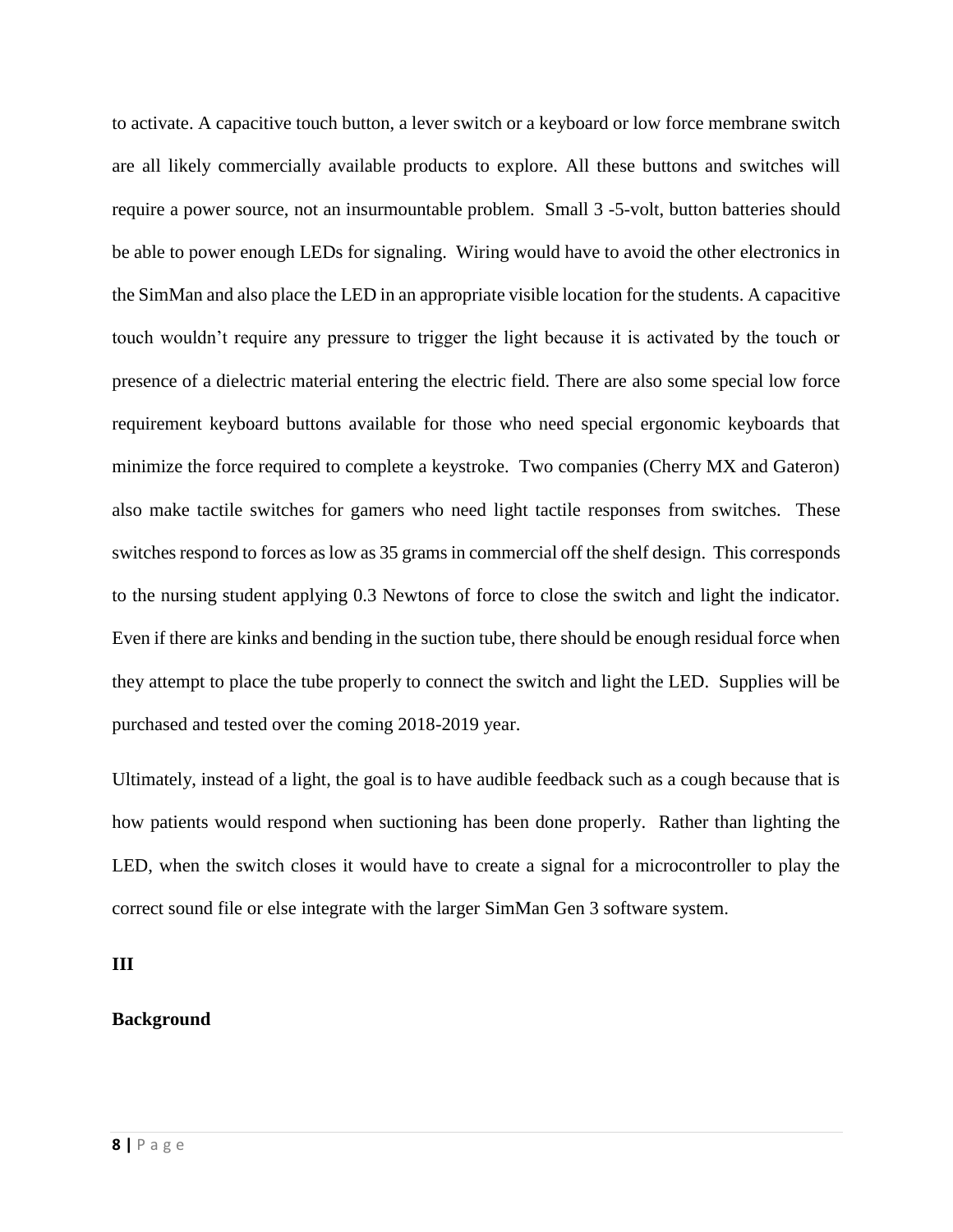to activate. A capacitive touch button, a lever switch or a keyboard or low force membrane switch are all likely commercially available products to explore. All these buttons and switches will require a power source, not an insurmountable problem. Small 3 -5-volt, button batteries should be able to power enough LEDs for signaling. Wiring would have to avoid the other electronics in the SimMan and also place the LED in an appropriate visible location for the students. A capacitive touch wouldn't require any pressure to trigger the light because it is activated by the touch or presence of a dielectric material entering the electric field. There are also some special low force requirement keyboard buttons available for those who need special ergonomic keyboards that minimize the force required to complete a keystroke. Two companies (Cherry MX and Gateron) also make tactile switches for gamers who need light tactile responses from switches. These switches respond to forces as low as 35 grams in commercial off the shelf design. This corresponds to the nursing student applying 0.3 Newtons of force to close the switch and light the indicator. Even if there are kinks and bending in the suction tube, there should be enough residual force when they attempt to place the tube properly to connect the switch and light the LED. Supplies will be purchased and tested over the coming 2018-2019 year.

Ultimately, instead of a light, the goal is to have audible feedback such as a cough because that is how patients would respond when suctioning has been done properly. Rather than lighting the LED, when the switch closes it would have to create a signal for a microcontroller to play the correct sound file or else integrate with the larger SimMan Gen 3 software system.

**III**

**Background**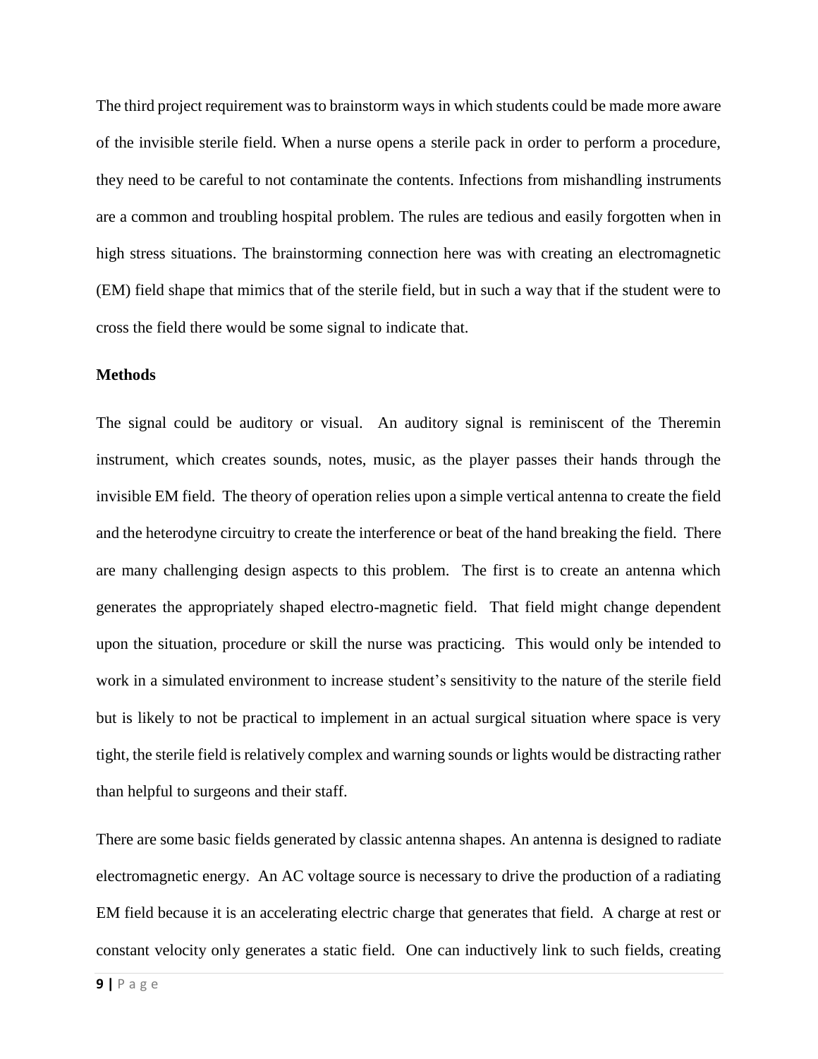The third project requirement was to brainstorm ways in which students could be made more aware of the invisible sterile field. When a nurse opens a sterile pack in order to perform a procedure, they need to be careful to not contaminate the contents. Infections from mishandling instruments are a common and troubling hospital problem. The rules are tedious and easily forgotten when in high stress situations. The brainstorming connection here was with creating an electromagnetic (EM) field shape that mimics that of the sterile field, but in such a way that if the student were to cross the field there would be some signal to indicate that.

**Methods**

The signal could be auditory or visual. An auditory signal is reminiscent of the Theremin instrument, which creates sounds, notes, music, as the player passes their hands through the invisible EM field. The theory of operation relies upon a simple vertical antenna to create the field and the heterodyne circuitry to create the interference or beat of the hand breaking the field. There are many challenging design aspects to this problem. The first is to create an antenna which generates the appropriately shaped electro-magnetic field. That field might change dependent upon the situation, procedure or skill the nurse was practicing. This would only be intended to work in a simulated environment to increase student's sensitivity to the nature of the sterile field but is likely to not be practical to implement in an actual surgical situation where space is very tight, the sterile field is relatively complex and warning sounds or lights would be distracting rather than helpful to surgeons and their staff.

There are some basic fields generated by classic antenna shapes. An antenna is designed to radiate electromagnetic energy. An AC voltage source is necessary to drive the production of a radiating EM field because it is an accelerating electric charge that generates that field. A charge at rest or constant velocity only generates a static field. One can inductively link to such fields, creating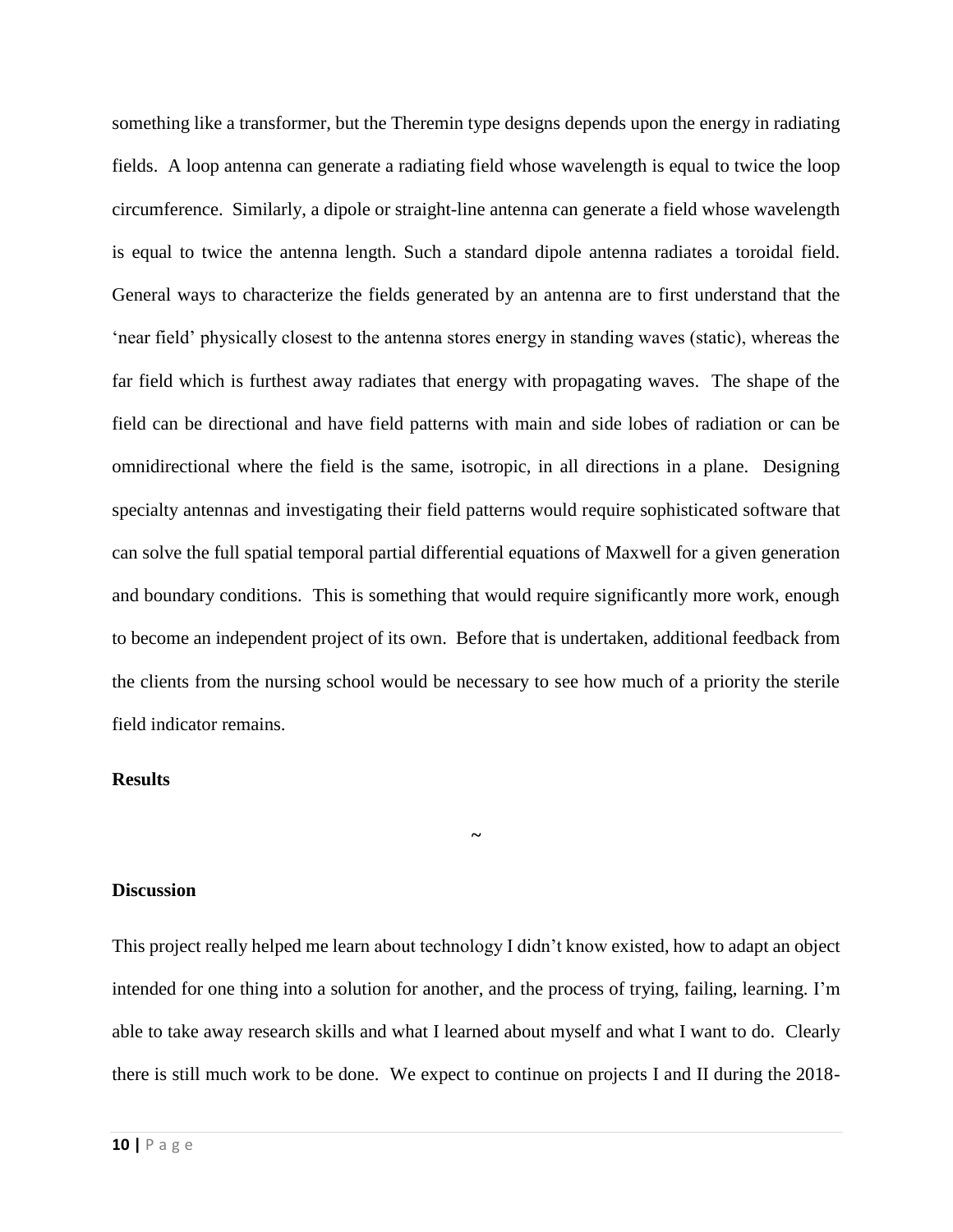something like a transformer, but the Theremin type designs depends upon the energy in radiating fields. A loop antenna can generate a radiating field whose wavelength is equal to twice the loop circumference. Similarly, a dipole or straight-line antenna can generate a field whose wavelength is equal to twice the antenna length. Such a standard dipole antenna radiates a toroidal field. General ways to characterize the fields generated by an antenna are to first understand that the 'near field' physically closest to the antenna stores energy in standing waves (static), whereas the far field which is furthest away radiates that energy with propagating waves. The shape of the field can be directional and have field patterns with main and side lobes of radiation or can be omnidirectional where the field is the same, isotropic, in all directions in a plane. Designing specialty antennas and investigating their field patterns would require sophisticated software that can solve the full spatial temporal partial differential equations of Maxwell for a given generation and boundary conditions. This is something that would require significantly more work, enough to become an independent project of its own. Before that is undertaken, additional feedback from the clients from the nursing school would be necessary to see how much of a priority the sterile field indicator remains.

**Results**

~

**Discussion**

This project really helped me learn about technology I didn't know existed, how to adapt an object intended for one thing into a solution for another, and the process of trying, failing, learning. I'm able to take away research skills and what I learned about myself and what I want to do. Clearly there is still much work to be done. We expect to continue on projects I and II during the 2018-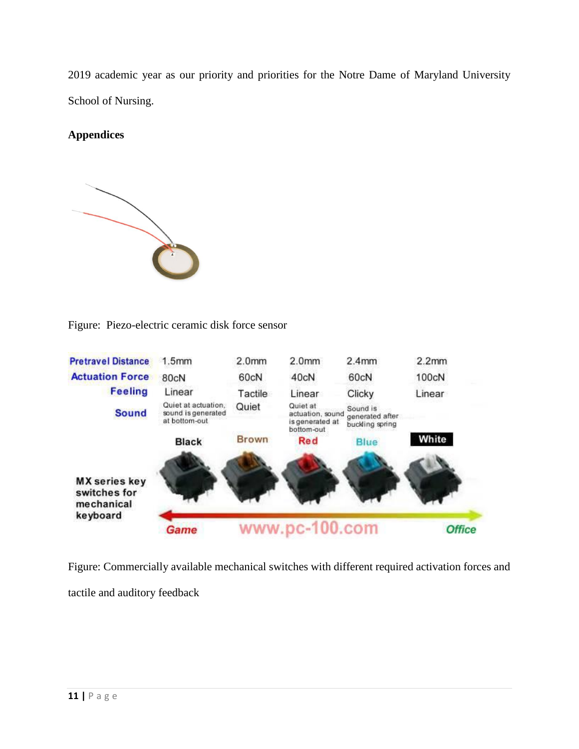2019 academic year as our priority and priorities for the Notre Dame of Maryland University School of Nursing.

**Appendices**

Figure: Piezo-electric ceramic disk force sensor

Figure: Commercially available mechanical switches with different required activation forces and tactile and auditory feedback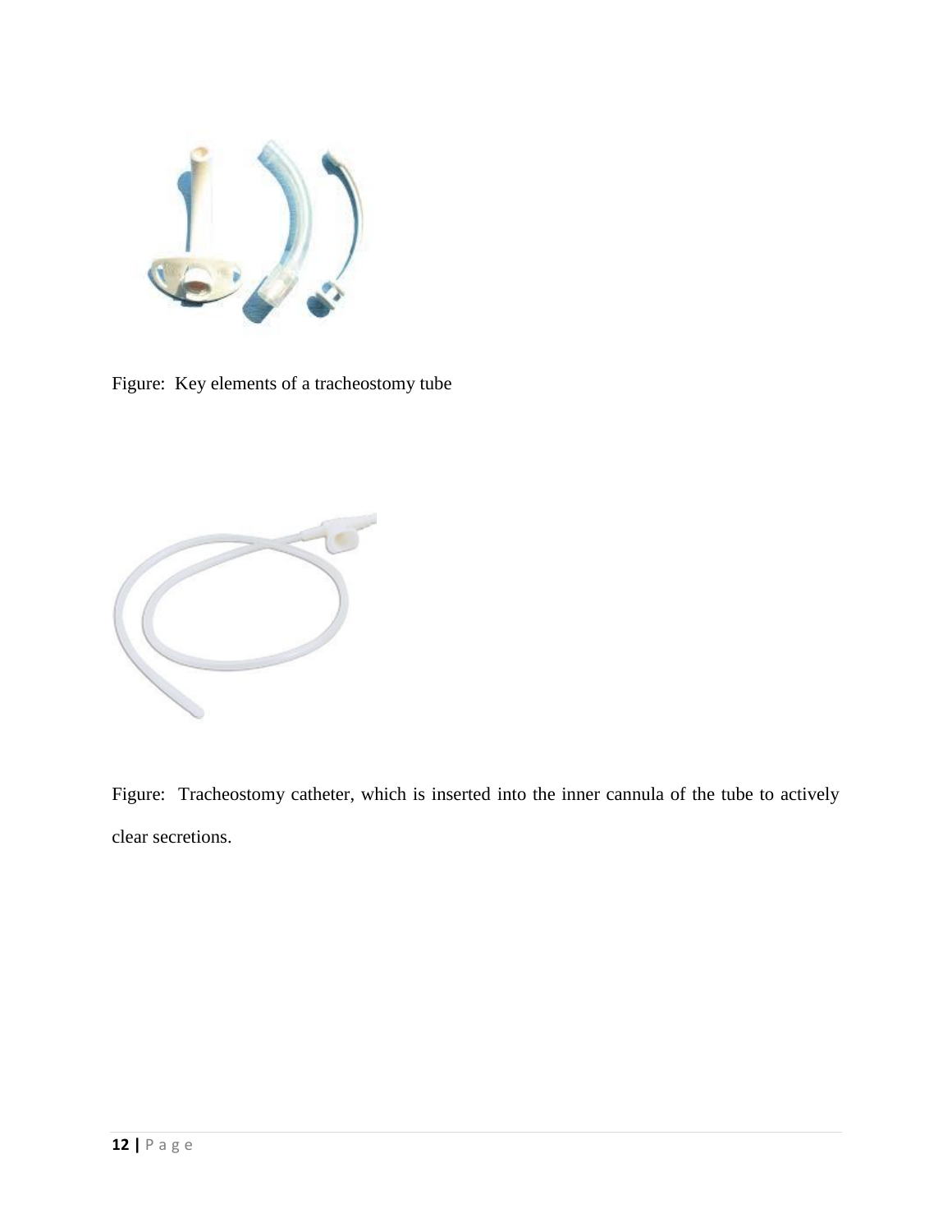Figure: Key elements of a tracheostomy tube

Figure: Tracheostomy catheter, which is inserted into the inner cannula of the tube to actively clear secretions.